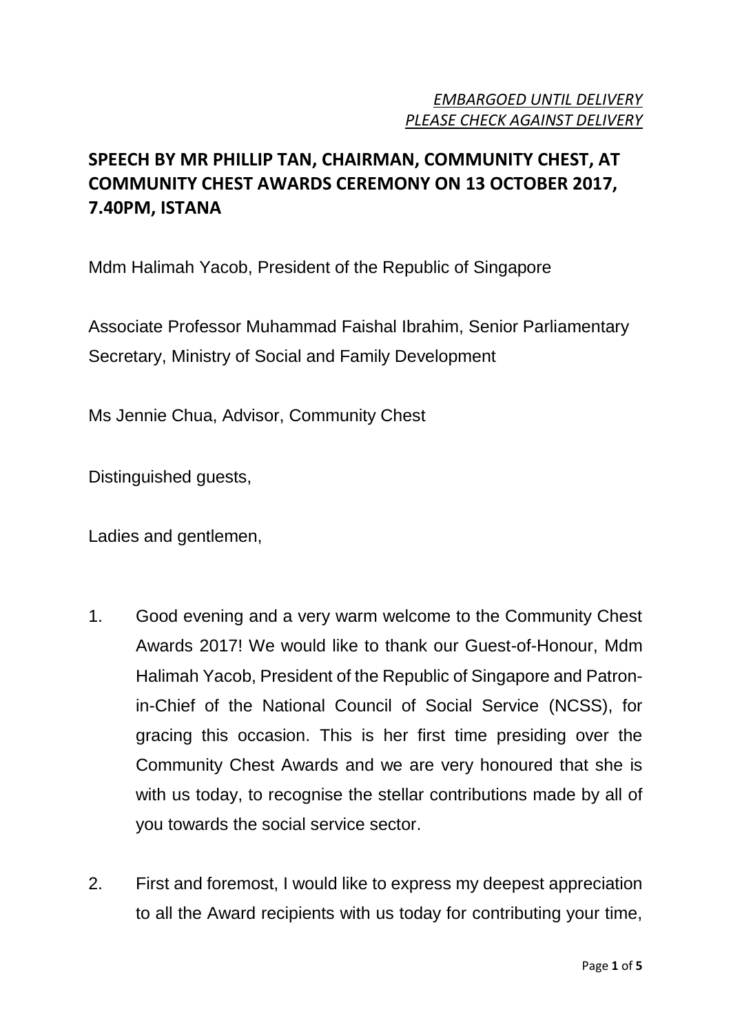*EMBARGOED UNTIL DELIVERY*
*PLEASE CHECK AGAINST DELIVERY*

# SPEECH BY MR PHILLIP TAN, CHAIRMAN, COMMUNITY CHEST, AT COMMUNITY CHEST AWARDS CEREMONY ON 13 OCTOBER 2017, 7.40PM, ISTANA

Mdm Halimah Yacob, President of the Republic of Singapore

Associate Professor Muhammad Faishal Ibrahim, Senior Parliamentary Secretary, Ministry of Social and Family Development

Ms Jennie Chua, Advisor, Community Chest

Distinguished guests,

Ladies and gentlemen,

1. Good evening and a very warm welcome to the Community Chest Awards 2017! We would like to thank our Guest-of-Honour, Mdm Halimah Yacob, President of the Republic of Singapore and Patron-in-Chief of the National Council of Social Service (NCSS), for gracing this occasion. This is her first time presiding over the Community Chest Awards and we are very honoured that she is with us today, to recognise the stellar contributions made by all of you towards the social service sector.

2. First and foremost, I would like to express my deepest appreciation to all the Award recipients with us today for contributing your time,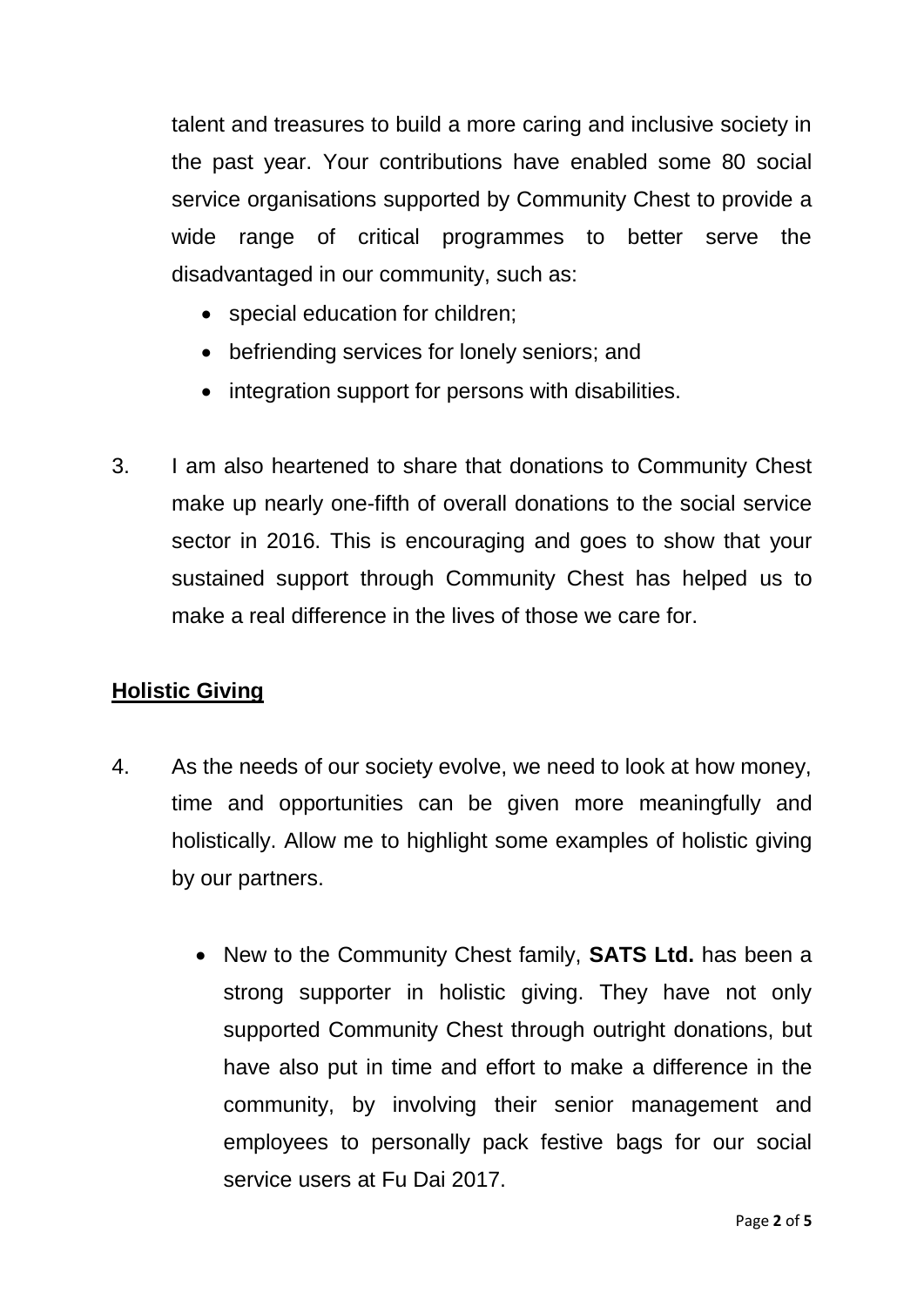talent and treasures to build a more caring and inclusive society in the past year. Your contributions have enabled some 80 social service organisations supported by Community Chest to provide a wide range of critical programmes to better serve the disadvantaged in our community, such as:

- special education for children;
- befriending services for lonely seniors; and
- integration support for persons with disabilities.

3. I am also heartened to share that donations to Community Chest make up nearly one-fifth of overall donations to the social service sector in 2016. This is encouraging and goes to show that your sustained support through Community Chest has helped us to make a real difference in the lives of those we care for.

**Holistic Giving**

4. As the needs of our society evolve, we need to look at how money, time and opportunities can be given more meaningfully and holistically. Allow me to highlight some examples of holistic giving by our partners.

   - New to the Community Chest family, **SATS Ltd.** has been a strong supporter in holistic giving. They have not only supported Community Chest through outright donations, but have also put in time and effort to make a difference in the community, by involving their senior management and employees to personally pack festive bags for our social service users at Fu Dai 2017.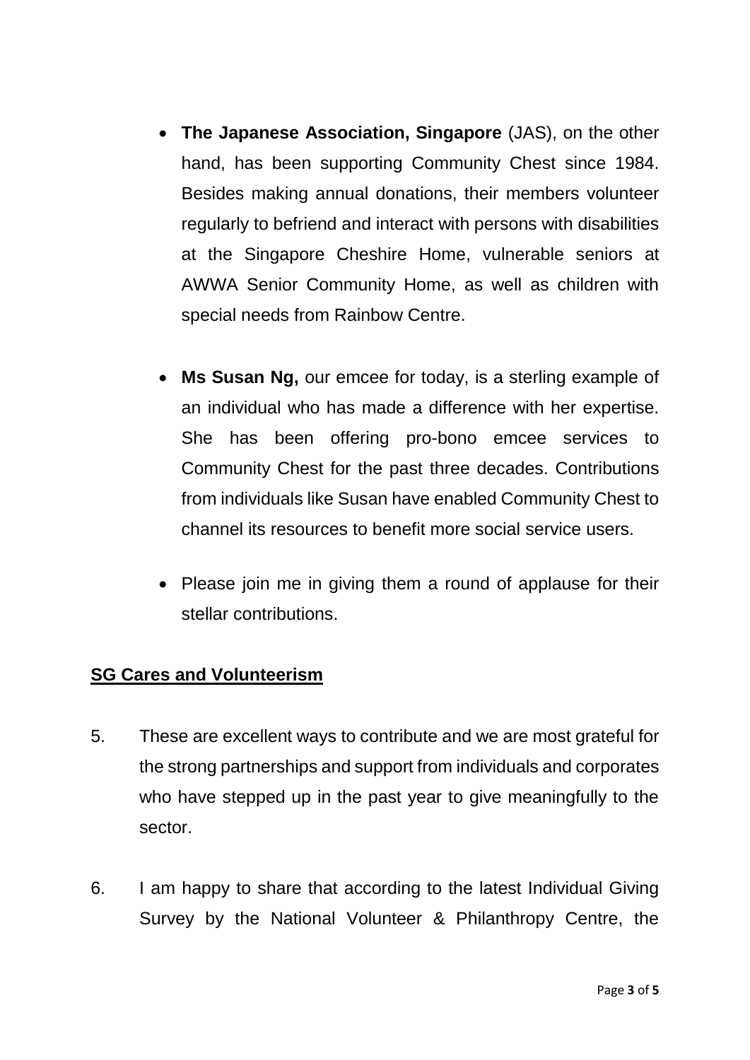- **The Japanese Association, Singapore** (JAS), on the other hand, has been supporting Community Chest since 1984. Besides making annual donations, their members volunteer regularly to befriend and interact with persons with disabilities at the Singapore Cheshire Home, vulnerable seniors at AWWA Senior Community Home, as well as children with special needs from Rainbow Centre.

- **Ms Susan Ng,** our emcee for today, is a sterling example of an individual who has made a difference with her expertise. She has been offering pro-bono emcee services to Community Chest for the past three decades. Contributions from individuals like Susan have enabled Community Chest to channel its resources to benefit more social service users.

- Please join me in giving them a round of applause for their stellar contributions.

## SG Cares and Volunteerism

5. These are excellent ways to contribute and we are most grateful for the strong partnerships and support from individuals and corporates who have stepped up in the past year to give meaningfully to the sector.

6. I am happy to share that according to the latest Individual Giving Survey by the National Volunteer & Philanthropy Centre, the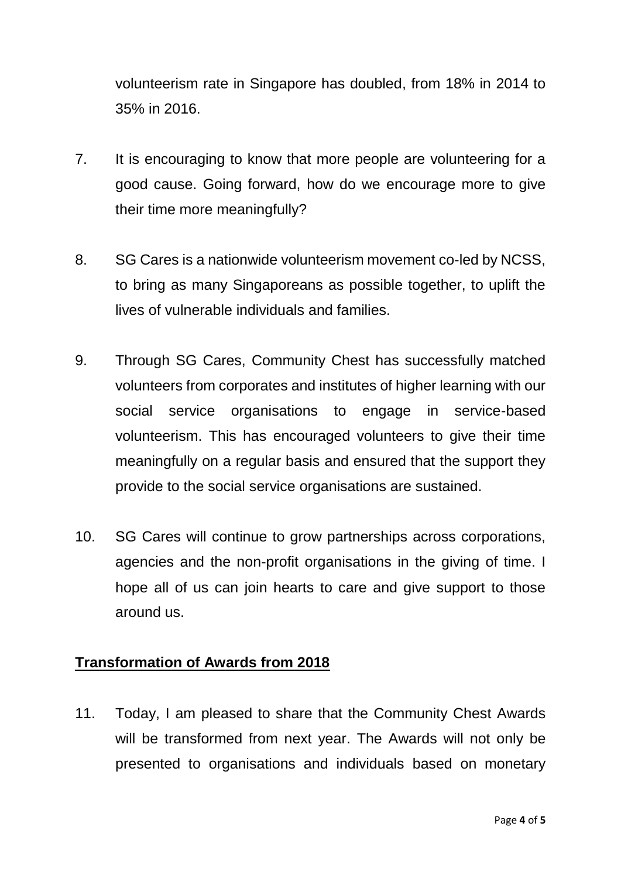volunteerism rate in Singapore has doubled, from 18% in 2014 to 35% in 2016.

7. It is encouraging to know that more people are volunteering for a good cause. Going forward, how do we encourage more to give their time more meaningfully?

8. SG Cares is a nationwide volunteerism movement co-led by NCSS, to bring as many Singaporeans as possible together, to uplift the lives of vulnerable individuals and families.

9. Through SG Cares, Community Chest has successfully matched volunteers from corporates and institutes of higher learning with our social service organisations to engage in service-based volunteerism. This has encouraged volunteers to give their time meaningfully on a regular basis and ensured that the support they provide to the social service organisations are sustained.

10. SG Cares will continue to grow partnerships across corporations, agencies and the non-profit organisations in the giving of time. I hope all of us can join hearts to care and give support to those around us.

## **Transformation of Awards from 2018**

11. Today, I am pleased to share that the Community Chest Awards will be transformed from next year. The Awards will not only be presented to organisations and individuals based on monetary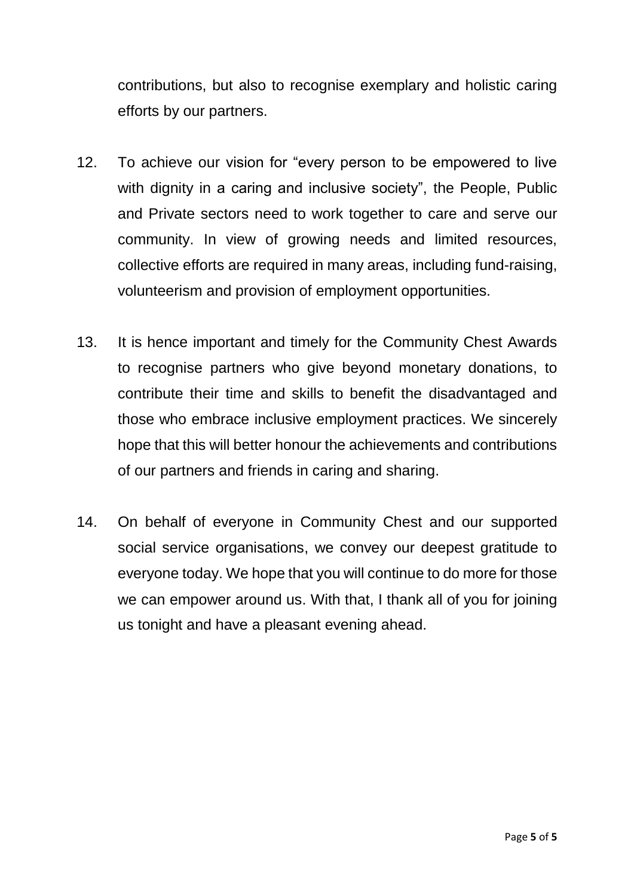contributions, but also to recognise exemplary and holistic caring efforts by our partners.

12. To achieve our vision for "every person to be empowered to live with dignity in a caring and inclusive society", the People, Public and Private sectors need to work together to care and serve our community. In view of growing needs and limited resources, collective efforts are required in many areas, including fund-raising, volunteerism and provision of employment opportunities.

13. It is hence important and timely for the Community Chest Awards to recognise partners who give beyond monetary donations, to contribute their time and skills to benefit the disadvantaged and those who embrace inclusive employment practices. We sincerely hope that this will better honour the achievements and contributions of our partners and friends in caring and sharing.

14. On behalf of everyone in Community Chest and our supported social service organisations, we convey our deepest gratitude to everyone today. We hope that you will continue to do more for those we can empower around us. With that, I thank all of you for joining us tonight and have a pleasant evening ahead.